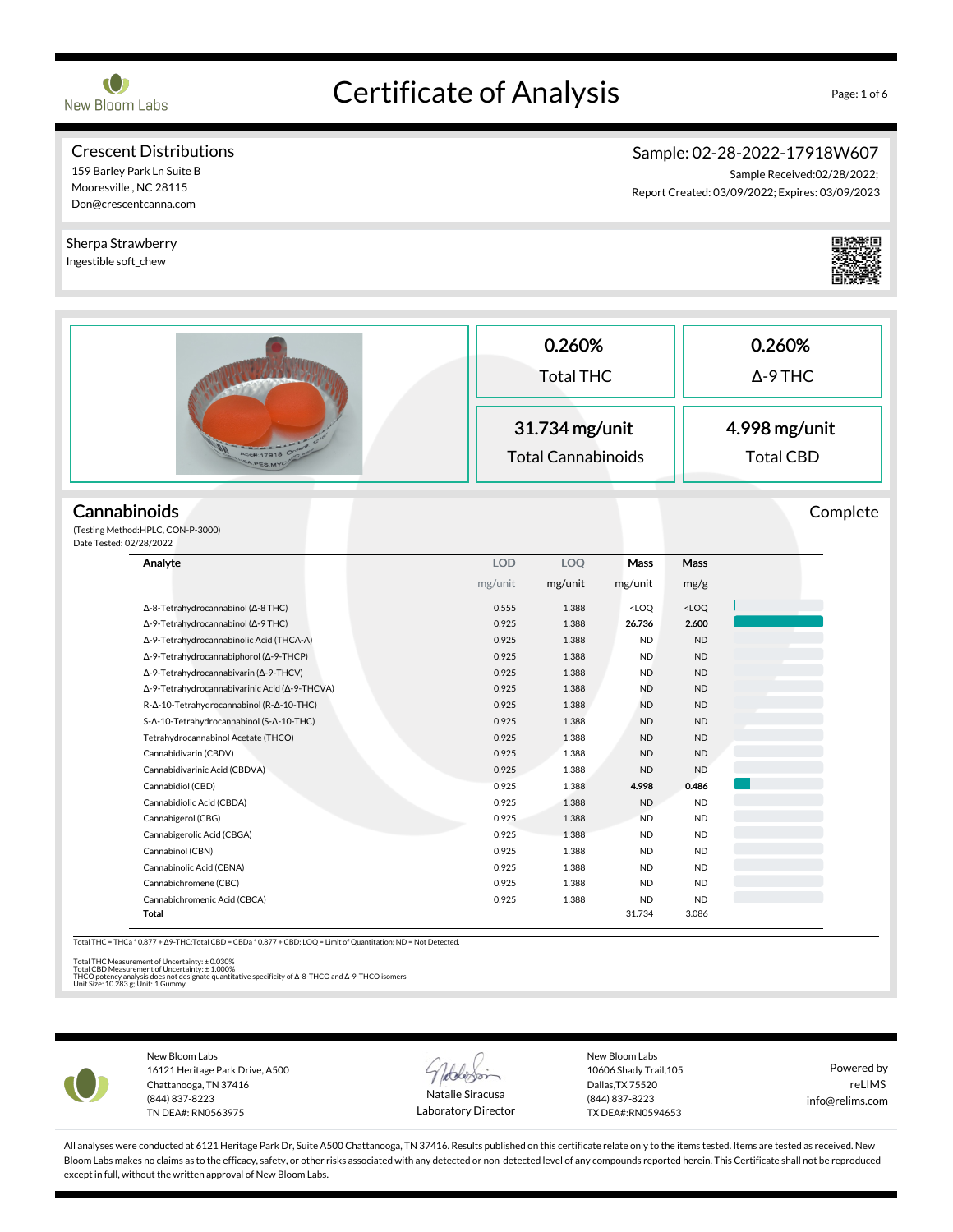New Bloom Labs

# Certificate of Analysis

**Crescent Distributions**
159 Barley Park Ln Suite B
Mooresville , NC 28115
Don@crescentcanna.com

**Sample: 02-28-2022-17918W607**
Sample Received:02/28/2022;
Report Created: 03/09/2022; Expires: 03/09/2023

**Sherpa Strawberry**
Ingestible soft_chew

| 0.260% | 0.260% |
|---|---|
| Total THC | Δ-9 THC |
| **31.734 mg/unit** | **4.998 mg/unit** |
| Total Cannabinoids | Total CBD |

## Cannabinoids

Complete

(Testing Method:HPLC, CON-P-3000)
Date Tested: 02/28/2022

| Analyte | LOD mg/unit | LOQ mg/unit | Mass mg/unit | Mass mg/g |
|---|---|---|---|---|
| Δ-8-Tetrahydrocannabinol (Δ-8 THC) | 0.555 | 1.388 | <LOQ | <LOQ |
| Δ-9-Tetrahydrocannabinol (Δ-9 THC) | 0.925 | 1.388 | **26.736** | **2.600** |
| Δ-9-Tetrahydrocannabinolic Acid (THCA-A) | 0.925 | 1.388 | ND | ND |
| Δ-9-Tetrahydrocannabiphorol (Δ-9-THCP) | 0.925 | 1.388 | ND | ND |
| Δ-9-Tetrahydrocannabivarin (Δ-9-THCV) | 0.925 | 1.388 | ND | ND |
| Δ-9-Tetrahydrocannabivarinic Acid (Δ-9-THCVA) | 0.925 | 1.388 | ND | ND |
| R-Δ-10-Tetrahydrocannabinol (R-Δ-10-THC) | 0.925 | 1.388 | ND | ND |
| S-Δ-10-Tetrahydrocannabinol (S-Δ-10-THC) | 0.925 | 1.388 | ND | ND |
| Tetrahydrocannabinol Acetate (THCO) | 0.925 | 1.388 | ND | ND |
| Cannabidivarin (CBDV) | 0.925 | 1.388 | ND | ND |
| Cannabidivarinic Acid (CBDVA) | 0.925 | 1.388 | ND | ND |
| Cannabidiol (CBD) | 0.925 | 1.388 | **4.998** | **0.486** |
| Cannabidiolic Acid (CBDA) | 0.925 | 1.388 | ND | ND |
| Cannabigerol (CBG) | 0.925 | 1.388 | ND | ND |
| Cannabigerolic Acid (CBGA) | 0.925 | 1.388 | ND | ND |
| Cannabinol (CBN) | 0.925 | 1.388 | ND | ND |
| Cannabinolic Acid (CBNA) | 0.925 | 1.388 | ND | ND |
| Cannabichromene (CBC) | 0.925 | 1.388 | ND | ND |
| Cannabichromenic Acid (CBCA) | 0.925 | 1.388 | ND | ND |
| **Total** | | | 31.734 | 3.086 |

Total THC = THCa * 0.877 + Δ9-THC;Total CBD = CBDa * 0.877 + CBD; LOQ = Limit of Quantitation; ND = Not Detected.

Total THC Measurement of Uncertainty: ± 0.030%
Total CBD Measurement of Uncertainty: ± 1.000%
THCO potency analysis does not designate quantitative specificity of Δ-8-THCO and Δ-9-THCO isomers
Unit Size: 10.283 g; Unit: 1 Gummy

New Bloom Labs
16121 Heritage Park Drive, A500
Chattanooga, TN 37416
(844) 837-8223
TN DEA#: RN0563975

Natalie Siracusa
Laboratory Director

New Bloom Labs
10606 Shady Trail,105
Dallas,TX 75520
(844) 837-8223
TX DEA#:RN0594653

Powered by
reLIMS
info@relims.com

All analyses were conducted at 6121 Heritage Park Dr, Suite A500 Chattanooga, TN 37416. Results published on this certificate relate only to the items tested. Items are tested as received. New Bloom Labs makes no claims as to the efficacy, safety, or other risks associated with any detected or non-detected level of any compounds reported herein. This Certificate shall not be reproduced except in full, without the written approval of New Bloom Labs.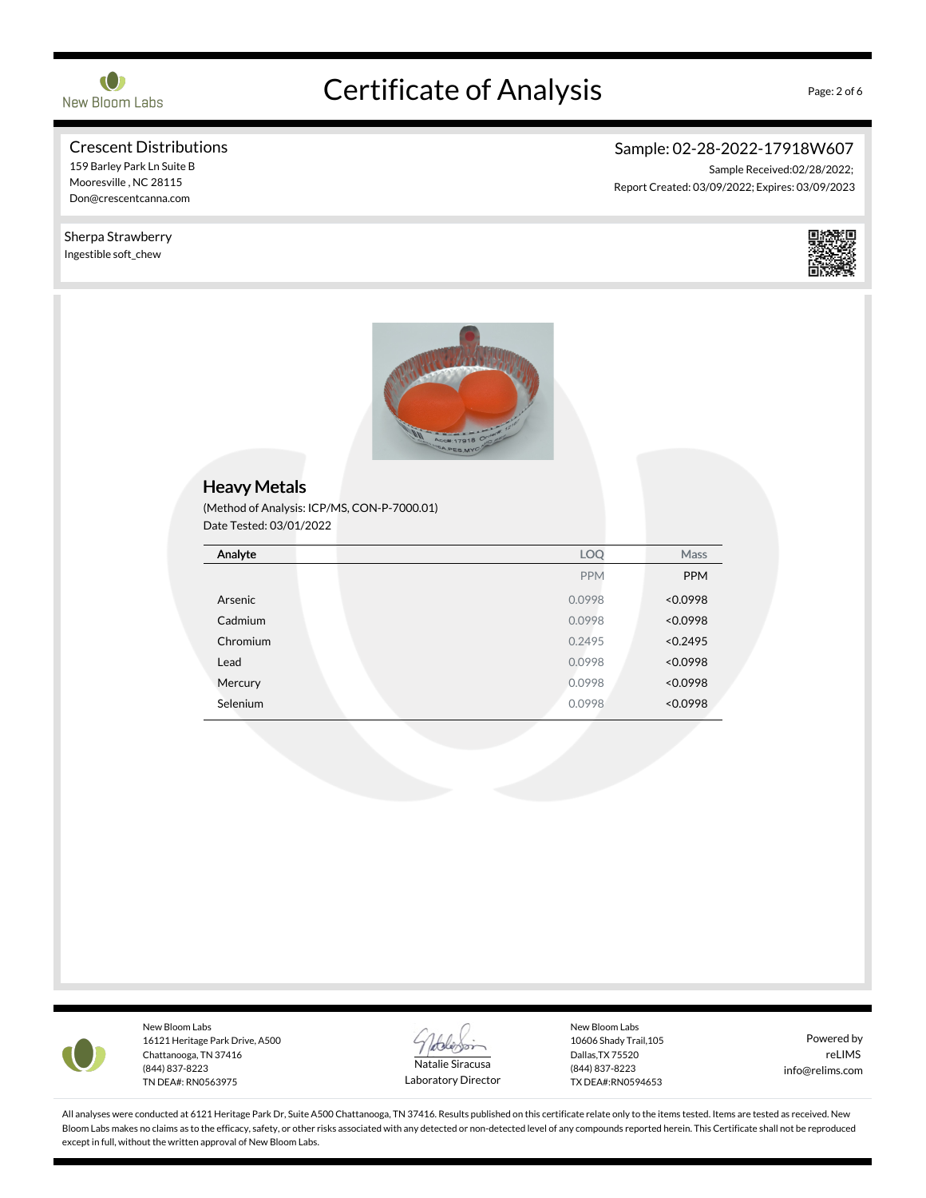New Bloom Labs

# Certificate of Analysis

**Crescent Distributions**
159 Barley Park Ln Suite B
Mooresville , NC 28115
Don@crescentcanna.com

**Sample: 02-28-2022-17918W607**
Sample Received:02/28/2022;
Report Created: 03/09/2022; Expires: 03/09/2023

**Sherpa Strawberry**
Ingestible soft_chew

## Heavy Metals

(Method of Analysis: ICP/MS, CON-P-7000.01)
Date Tested: 03/01/2022

| Analyte | LOQ | Mass |
|---|---|---|
| | PPM | PPM |
| Arsenic | 0.0998 | <0.0998 |
| Cadmium | 0.0998 | <0.0998 |
| Chromium | 0.2495 | <0.2495 |
| Lead | 0.0998 | <0.0998 |
| Mercury | 0.0998 | <0.0998 |
| Selenium | 0.0998 | <0.0998 |

New Bloom Labs
16121 Heritage Park Drive, A500
Chattanooga, TN 37416
(844) 837-8223
TN DEA#: RN0563975

Natalie Siracusa
Laboratory Director

New Bloom Labs
10606 Shady Trail,105
Dallas,TX 75520
(844) 837-8223
TX DEA#:RN0594653

Powered by
reLIMS
info@relims.com

All analyses were conducted at 6121 Heritage Park Dr, Suite A500 Chattanooga, TN 37416. Results published on this certificate relate only to the items tested. Items are tested as received. New Bloom Labs makes no claims as to the efficacy, safety, or other risks associated with any detected or non-detected level of any compounds reported herein. This Certificate shall not be reproduced except in full, without the written approval of New Bloom Labs.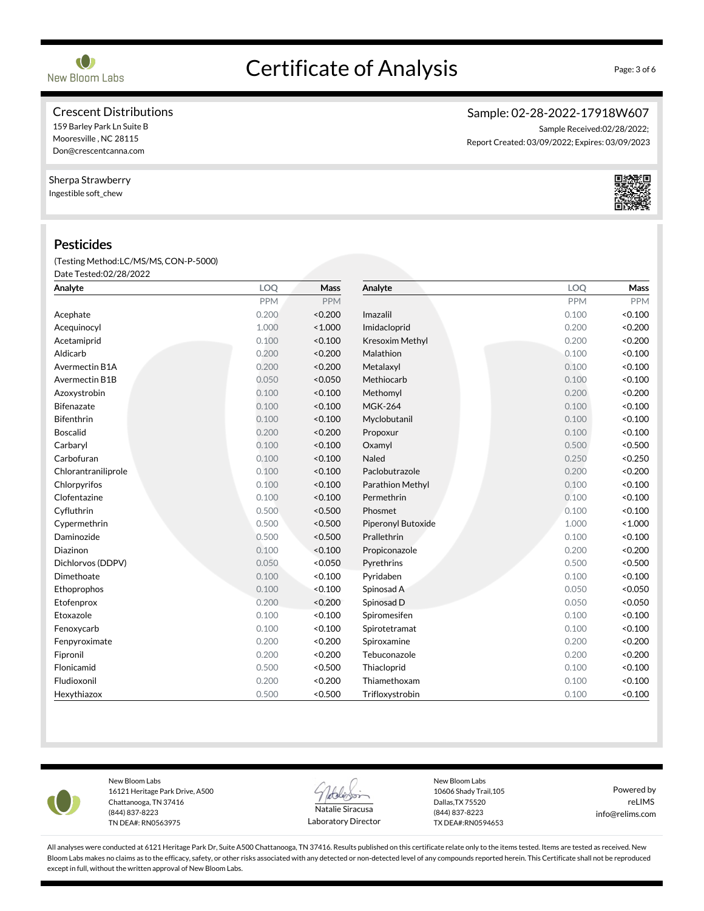# Certificate of Analysis

**Crescent Distributions**
159 Barley Park Ln Suite B
Mooresville , NC 28115
Don@crescentcanna.com

**Sample: 02-28-2022-17918W607**
Sample Received:02/28/2022;
Report Created: 03/09/2022; Expires: 03/09/2023

**Sherpa Strawberry**
Ingestible soft_chew

## Pesticides

(Testing Method:LC/MS/MS, CON-P-5000)
Date Tested:02/28/2022

| Analyte | LOQ | Mass | Analyte | LOQ | Mass |
|---|---|---|---|---|---|
| | PPM | PPM | | PPM | PPM |
| Acephate | 0.200 | <0.200 | Imazalil | 0.100 | <0.100 |
| Acequinocyl | 1.000 | <1.000 | Imidacloprid | 0.200 | <0.200 |
| Acetamiprid | 0.100 | <0.100 | Kresoxim Methyl | 0.200 | <0.200 |
| Aldicarb | 0.200 | <0.200 | Malathion | 0.100 | <0.100 |
| Avermectin B1A | 0.200 | <0.200 | Metalaxyl | 0.100 | <0.100 |
| Avermectin B1B | 0.050 | <0.050 | Methiocarb | 0.100 | <0.100 |
| Azoxystrobin | 0.100 | <0.100 | Methomyl | 0.200 | <0.200 |
| Bifenazate | 0.100 | <0.100 | MGK-264 | 0.100 | <0.100 |
| Bifenthrin | 0.100 | <0.100 | Myclobutanil | 0.100 | <0.100 |
| Boscalid | 0.200 | <0.200 | Propoxur | 0.100 | <0.100 |
| Carbaryl | 0.100 | <0.100 | Oxamyl | 0.500 | <0.500 |
| Carbofuran | 0.100 | <0.100 | Naled | 0.250 | <0.250 |
| Chlorantraniliprole | 0.100 | <0.100 | Paclobutrazole | 0.200 | <0.200 |
| Chlorpyrifos | 0.100 | <0.100 | Parathion Methyl | 0.100 | <0.100 |
| Clofentazine | 0.100 | <0.100 | Permethrin | 0.100 | <0.100 |
| Cyfluthrin | 0.500 | <0.500 | Phosmet | 0.100 | <0.100 |
| Cypermethrin | 0.500 | <0.500 | Piperonyl Butoxide | 1.000 | <1.000 |
| Daminozide | 0.500 | <0.500 | Prallethrin | 0.100 | <0.100 |
| Diazinon | 0.100 | <0.100 | Propiconazole | 0.200 | <0.200 |
| Dichlorvos (DDPV) | 0.050 | <0.050 | Pyrethrins | 0.500 | <0.500 |
| Dimethoate | 0.100 | <0.100 | Pyridaben | 0.100 | <0.100 |
| Ethoprophos | 0.100 | <0.100 | Spinosad A | 0.050 | <0.050 |
| Etofenprox | 0.200 | <0.200 | Spinosad D | 0.050 | <0.050 |
| Etoxazole | 0.100 | <0.100 | Spiromesifen | 0.100 | <0.100 |
| Fenoxycarb | 0.100 | <0.100 | Spirotetramat | 0.100 | <0.100 |
| Fenpyroximate | 0.200 | <0.200 | Spiroxamine | 0.200 | <0.200 |
| Fipronil | 0.200 | <0.200 | Tebuconazole | 0.200 | <0.200 |
| Flonicamid | 0.500 | <0.500 | Thiacloprid | 0.100 | <0.100 |
| Fludioxonil | 0.200 | <0.200 | Thiamethoxam | 0.100 | <0.100 |
| Hexythiazox | 0.500 | <0.500 | Trifloxystrobin | 0.100 | <0.100 |

New Bloom Labs
16121 Heritage Park Drive, A500
Chattanooga, TN 37416
(844) 837-8223
TN DEA#: RN0563975

Natalie Siracusa
Laboratory Director

New Bloom Labs
10606 Shady Trail,105
Dallas,TX 75520
(844) 837-8223
TX DEA#:RN0594653

Powered by
reLIMS
info@relims.com

All analyses were conducted at 6121 Heritage Park Dr, Suite A500 Chattanooga, TN 37416. Results published on this certificate relate only to the items tested. Items are tested as received. New Bloom Labs makes no claims as to the efficacy, safety, or other risks associated with any detected or non-detected level of any compounds reported herein. This Certificate shall not be reproduced except in full, without the written approval of New Bloom Labs.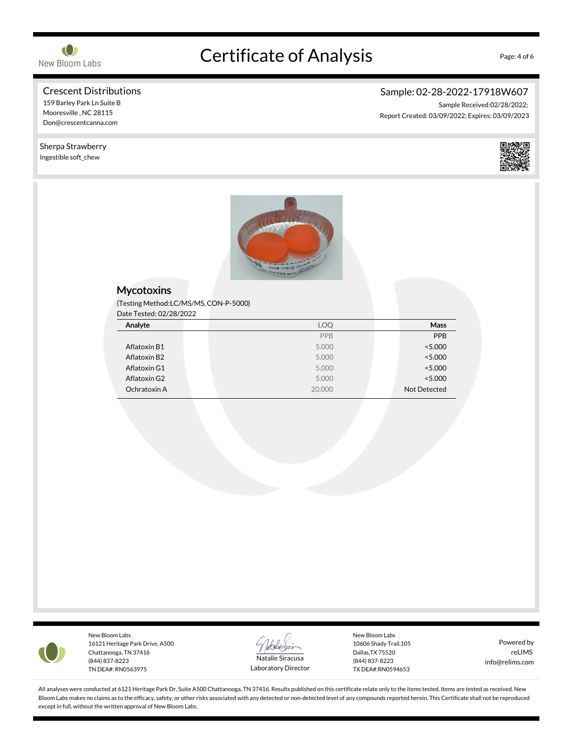# Certificate of Analysis

## Crescent Distributions

159 Barley Park Ln Suite B
Mooresville , NC 28115
Don@crescentcanna.com

**Sample: 02-28-2022-17918W607**

Sample Received:02/28/2022;
Report Created: 03/09/2022; Expires: 03/09/2023

Sherpa Strawberry
Ingestible soft_chew

## Mycotoxins

(Testing Method:LC/MS/MS, CON-P-5000)
Date Tested: 02/28/2022

| Analyte | LOQ | Mass |
|---|---|---|
| | PPB | PPB |
| Aflatoxin B1 | 5.000 | <5.000 |
| Aflatoxin B2 | 5.000 | <5.000 |
| Aflatoxin G1 | 5.000 | <5.000 |
| Aflatoxin G2 | 5.000 | <5.000 |
| Ochratoxin A | 20.000 | Not Detected |

New Bloom Labs
16121 Heritage Park Drive, A500
Chattanooga, TN 37416
(844) 837-8223
TN DEA#: RN0563975

Natalie Siracusa
Laboratory Director

New Bloom Labs
10606 Shady Trail,105
Dallas,TX 75520
(844) 837-8223
TX DEA#:RN0594653

Powered by
reLIMS
info@relims.com

All analyses were conducted at 6121 Heritage Park Dr, Suite A500 Chattanooga, TN 37416. Results published on this certificate relate only to the items tested. Items are tested as received. New Bloom Labs makes no claims as to the efficacy, safety, or other risks associated with any detected or non-detected level of any compounds reported herein. This Certificate shall not be reproduced except in full, without the written approval of New Bloom Labs.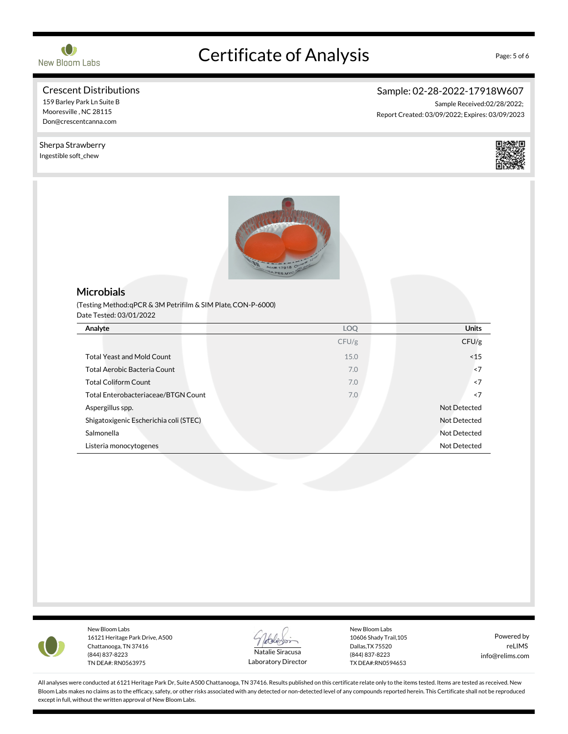# Certificate of Analysis

New Bloom Labs

## Crescent Distributions

159 Barley Park Ln Suite B
Mooresville , NC 28115
Don@crescentcanna.com

**Sample: 02-28-2022-17918W607**

Sample Received:02/28/2022;
Report Created: 03/09/2022; Expires: 03/09/2023

Sherpa Strawberry
Ingestible soft_chew

## Microbials

(Testing Method:qPCR & 3M Petrifilm & SIM Plate, CON-P-6000)
Date Tested: 03/01/2022

| Analyte | LOQ | Units |
|---|---|---|
| | CFU/g | CFU/g |
| Total Yeast and Mold Count | 15.0 | <15 |
| Total Aerobic Bacteria Count | 7.0 | <7 |
| Total Coliform Count | 7.0 | <7 |
| Total Enterobacteriaceae/BTGN Count | 7.0 | <7 |
| Aspergillus spp. | | Not Detected |
| Shigatoxigenic Escherichia coli (STEC) | | Not Detected |
| Salmonella | | Not Detected |
| Listeria monocytogenes | | Not Detected |

New Bloom Labs
16121 Heritage Park Drive, A500
Chattanooga, TN 37416
(844) 837-8223
TN DEA#: RN0563975

Natalie Siracusa
Laboratory Director

New Bloom Labs
10606 Shady Trail,105
Dallas,TX 75520
(844) 837-8223
TX DEA#:RN0594653

Powered by
reLIMS
info@relims.com

All analyses were conducted at 6121 Heritage Park Dr, Suite A500 Chattanooga, TN 37416. Results published on this certificate relate only to the items tested. Items are tested as received. New Bloom Labs makes no claims as to the efficacy, safety, or other risks associated with any detected or non-detected level of any compounds reported herein. This Certificate shall not be reproduced except in full, without the written approval of New Bloom Labs.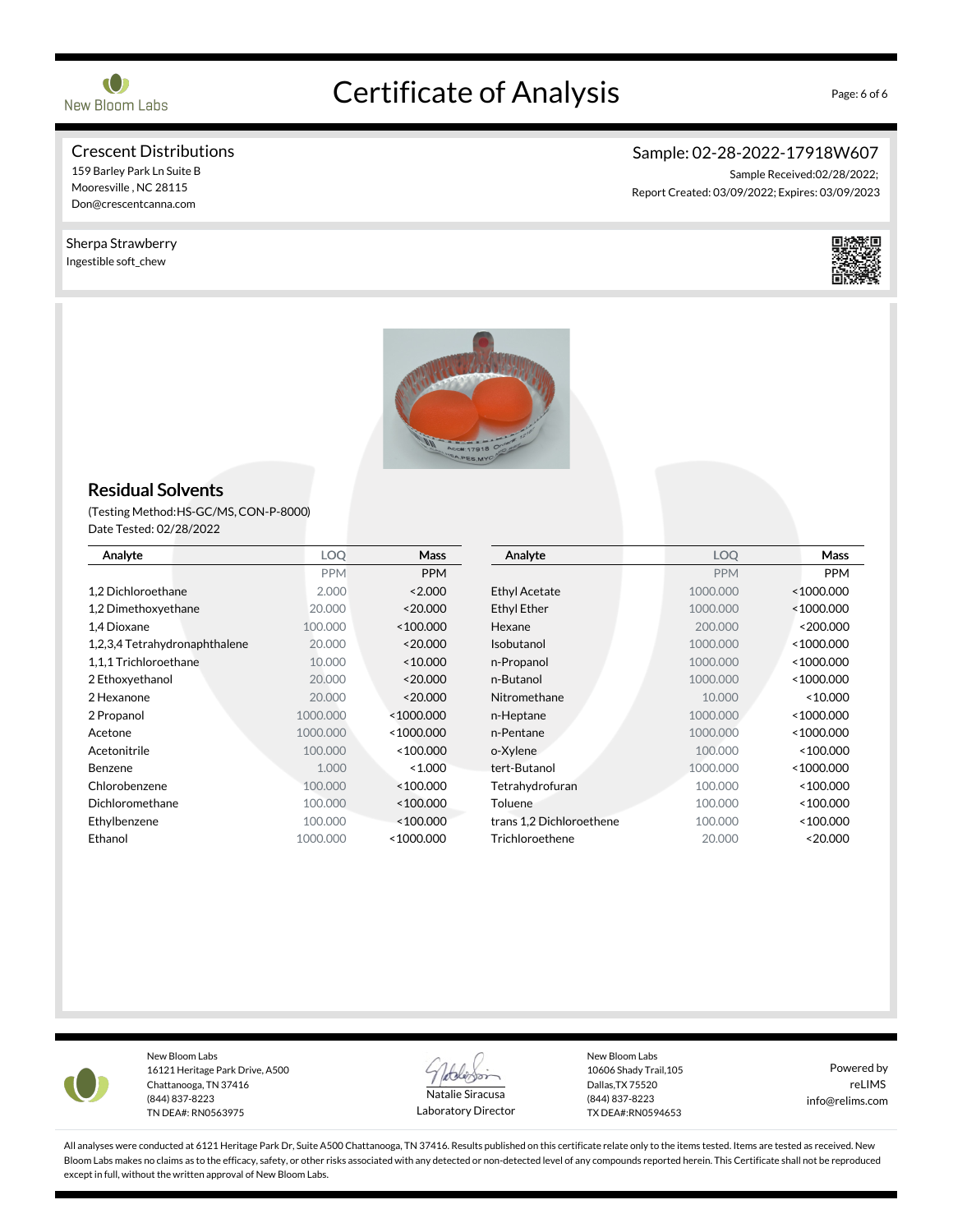# Certificate of Analysis

**Crescent Distributions**
159 Barley Park Ln Suite B
Mooresville , NC 28115
Don@crescentcanna.com

**Sample: 02-28-2022-17918W607**
Sample Received:02/28/2022;
Report Created: 03/09/2022; Expires: 03/09/2023

**Sherpa Strawberry**
Ingestible soft_chew

## Residual Solvents

(Testing Method:HS-GC/MS, CON-P-8000)
Date Tested: 02/28/2022

| Analyte | LOQ | Mass |
|---|---|---|
| | PPM | PPM |
| 1,2 Dichloroethane | 2.000 | <2.000 |
| 1,2 Dimethoxyethane | 20.000 | <20.000 |
| 1,4 Dioxane | 100.000 | <100.000 |
| 1,2,3,4 Tetrahydronaphthalene | 20.000 | <20.000 |
| 1,1,1 Trichloroethane | 10.000 | <10.000 |
| 2 Ethoxyethanol | 20.000 | <20.000 |
| 2 Hexanone | 20.000 | <20.000 |
| 2 Propanol | 1000.000 | <1000.000 |
| Acetone | 1000.000 | <1000.000 |
| Acetonitrile | 100.000 | <100.000 |
| Benzene | 1.000 | <1.000 |
| Chlorobenzene | 100.000 | <100.000 |
| Dichloromethane | 100.000 | <100.000 |
| Ethylbenzene | 100.000 | <100.000 |
| Ethanol | 1000.000 | <1000.000 |
| Ethyl Acetate | 1000.000 | <1000.000 |
| Ethyl Ether | 1000.000 | <1000.000 |
| Hexane | 200.000 | <200.000 |
| Isobutanol | 1000.000 | <1000.000 |
| n-Propanol | 1000.000 | <1000.000 |
| n-Butanol | 1000.000 | <1000.000 |
| Nitromethane | 10.000 | <10.000 |
| n-Heptane | 1000.000 | <1000.000 |
| n-Pentane | 1000.000 | <1000.000 |
| o-Xylene | 100.000 | <100.000 |
| tert-Butanol | 1000.000 | <1000.000 |
| Tetrahydrofuran | 100.000 | <100.000 |
| Toluene | 100.000 | <100.000 |
| trans 1,2 Dichloroethene | 100.000 | <100.000 |
| Trichloroethene | 20.000 | <20.000 |

New Bloom Labs
16121 Heritage Park Drive, A500
Chattanooga, TN 37416
(844) 837-8223
TN DEA#: RN0563975

Natalie Siracusa
Laboratory Director

New Bloom Labs
10606 Shady Trail,105
Dallas,TX 75520
(844) 837-8223
TX DEA#:RN0594653

Powered by
reLIMS
info@relims.com

All analyses were conducted at 6121 Heritage Park Dr, Suite A500 Chattanooga, TN 37416. Results published on this certificate relate only to the items tested. Items are tested as received. New Bloom Labs makes no claims as to the efficacy, safety, or other risks associated with any detected or non-detected level of any compounds reported herein. This Certificate shall not be reproduced except in full, without the written approval of New Bloom Labs.